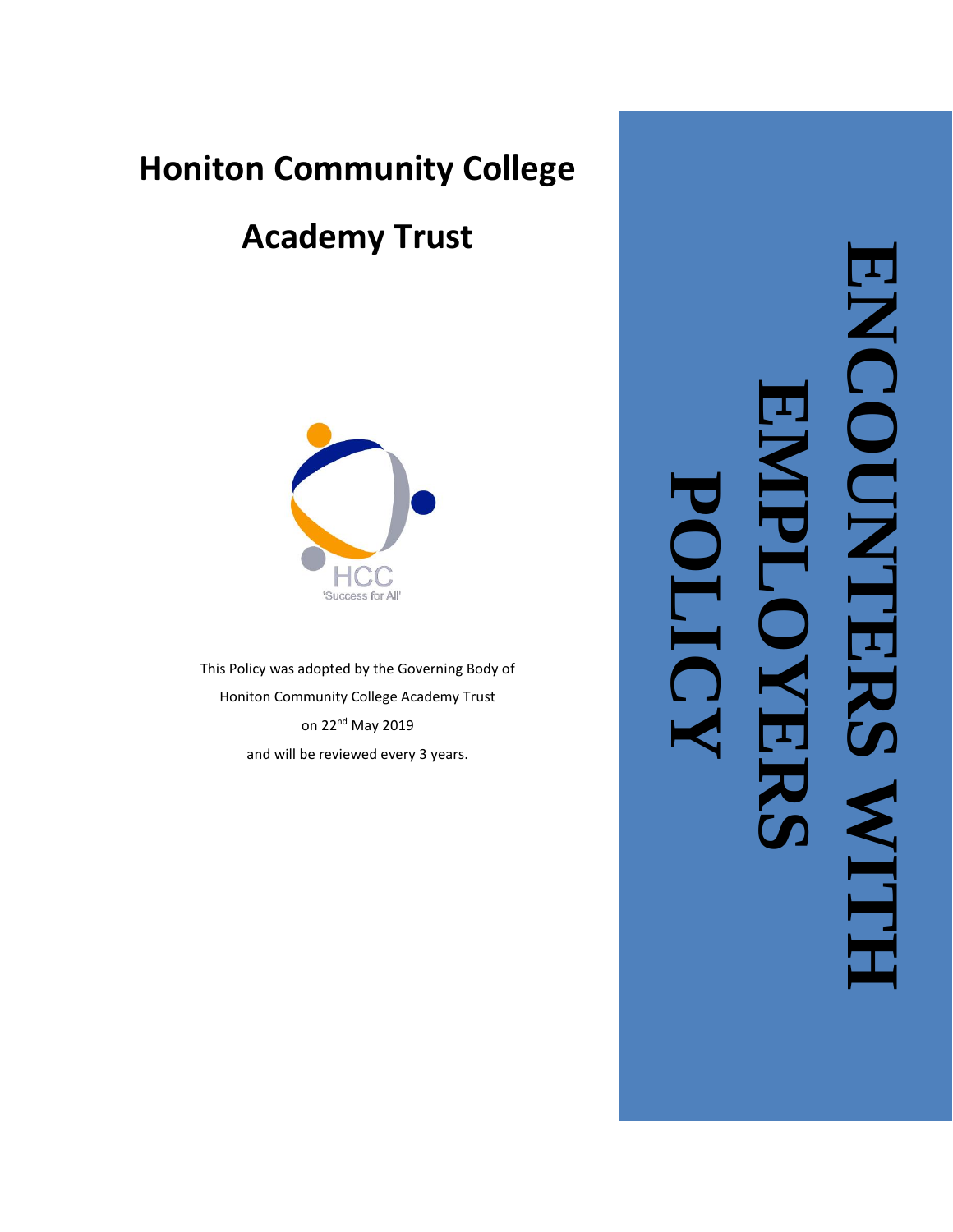# Honiton Community College

# Academy Trust

HCC
'Success for All'

This Policy was adopted by the Governing Body of
Honiton Community College Academy Trust
on 22nd May 2019
and will be reviewed every 3 years.

# ENCOUNTERS WITH EMPLOYERS POLICY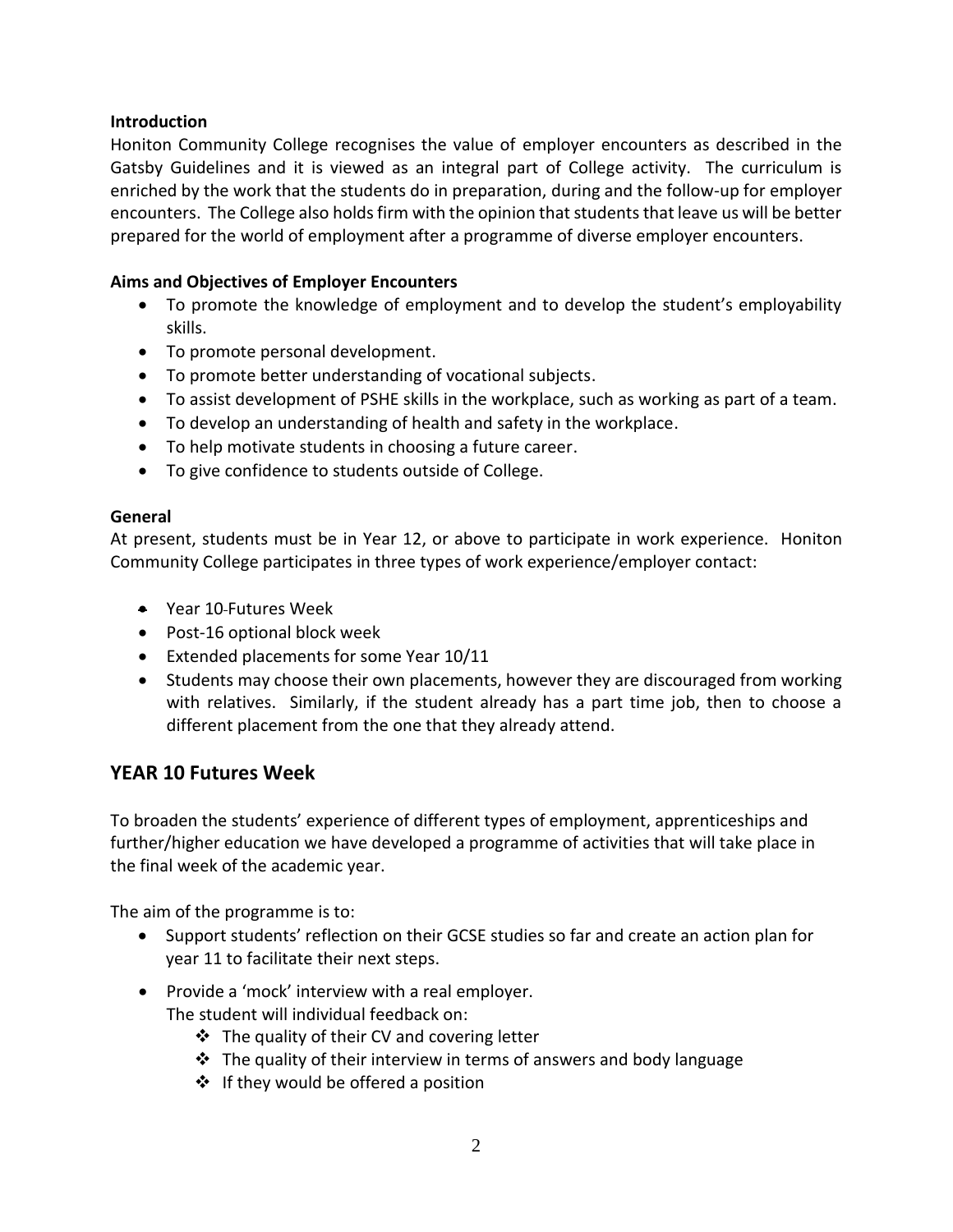**Introduction**

Honiton Community College recognises the value of employer encounters as described in the Gatsby Guidelines and it is viewed as an integral part of College activity. The curriculum is enriched by the work that the students do in preparation, during and the follow-up for employer encounters. The College also holds firm with the opinion that students that leave us will be better prepared for the world of employment after a programme of diverse employer encounters.

**Aims and Objectives of Employer Encounters**

- To promote the knowledge of employment and to develop the student's employability skills.
- To promote personal development.
- To promote better understanding of vocational subjects.
- To assist development of PSHE skills in the workplace, such as working as part of a team.
- To develop an understanding of health and safety in the workplace.
- To help motivate students in choosing a future career.
- To give confidence to students outside of College.

**General**

At present, students must be in Year 12, or above to participate in work experience. Honiton Community College participates in three types of work experience/employer contact:

- Year 10 Futures Week
- Post-16 optional block week
- Extended placements for some Year 10/11
- Students may choose their own placements, however they are discouraged from working with relatives. Similarly, if the student already has a part time job, then to choose a different placement from the one that they already attend.

## YEAR 10 Futures Week

To broaden the students' experience of different types of employment, apprenticeships and further/higher education we have developed a programme of activities that will take place in the final week of the academic year.

The aim of the programme is to:

- Support students' reflection on their GCSE studies so far and create an action plan for year 11 to facilitate their next steps.
- Provide a 'mock' interview with a real employer.
  The student will individual feedback on:
    - The quality of their CV and covering letter
    - The quality of their interview in terms of answers and body language
    - If they would be offered a position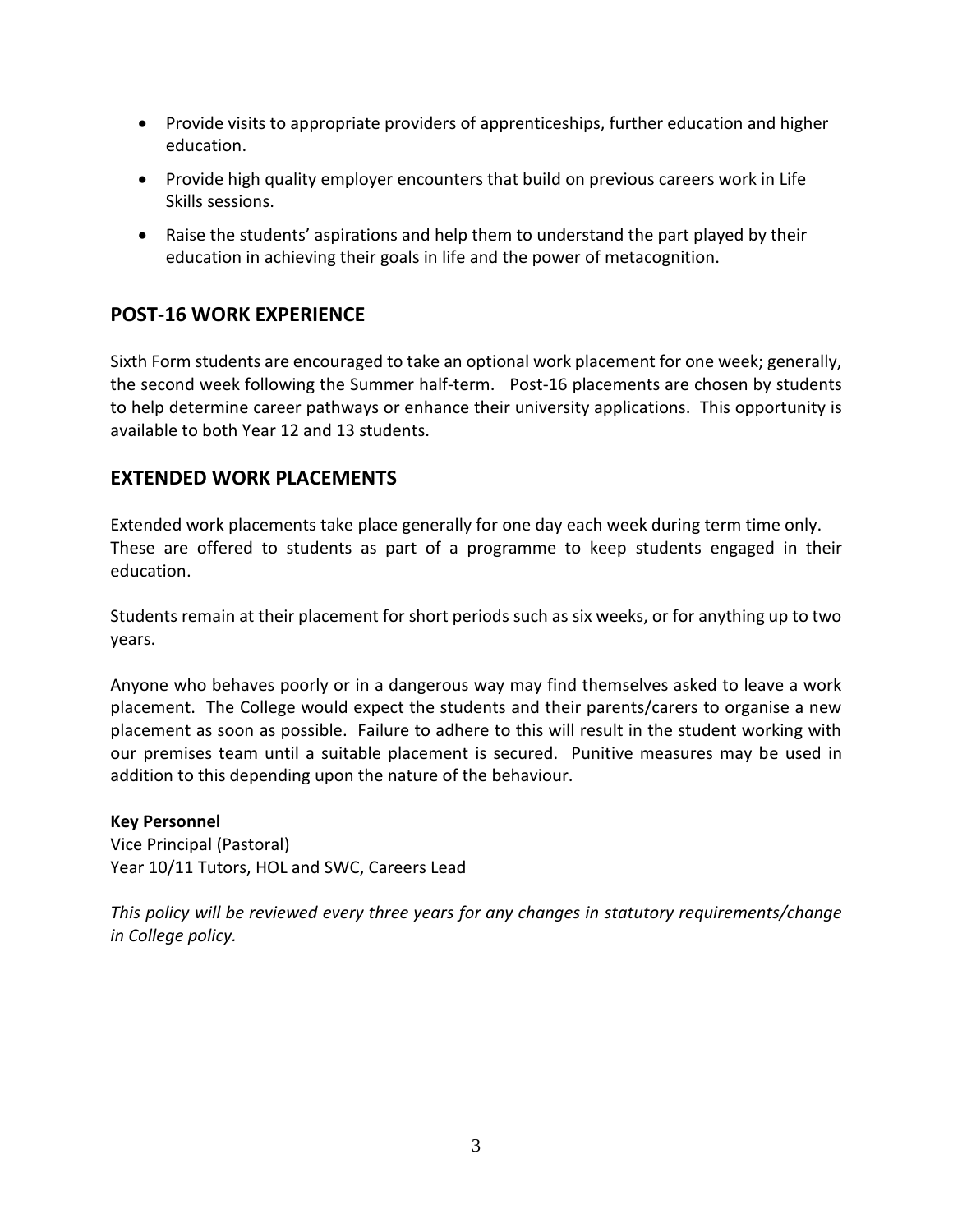- Provide visits to appropriate providers of apprenticeships, further education and higher education.
- Provide high quality employer encounters that build on previous careers work in Life Skills sessions.
- Raise the students' aspirations and help them to understand the part played by their education in achieving their goals in life and the power of metacognition.

## POST-16 WORK EXPERIENCE

Sixth Form students are encouraged to take an optional work placement for one week; generally, the second week following the Summer half-term. Post-16 placements are chosen by students to help determine career pathways or enhance their university applications. This opportunity is available to both Year 12 and 13 students.

## EXTENDED WORK PLACEMENTS

Extended work placements take place generally for one day each week during term time only. These are offered to students as part of a programme to keep students engaged in their education.

Students remain at their placement for short periods such as six weeks, or for anything up to two years.

Anyone who behaves poorly or in a dangerous way may find themselves asked to leave a work placement. The College would expect the students and their parents/carers to organise a new placement as soon as possible. Failure to adhere to this will result in the student working with our premises team until a suitable placement is secured. Punitive measures may be used in addition to this depending upon the nature of the behaviour.

**Key Personnel**
Vice Principal (Pastoral)
Year 10/11 Tutors, HOL and SWC, Careers Lead

*This policy will be reviewed every three years for any changes in statutory requirements/change in College policy.*